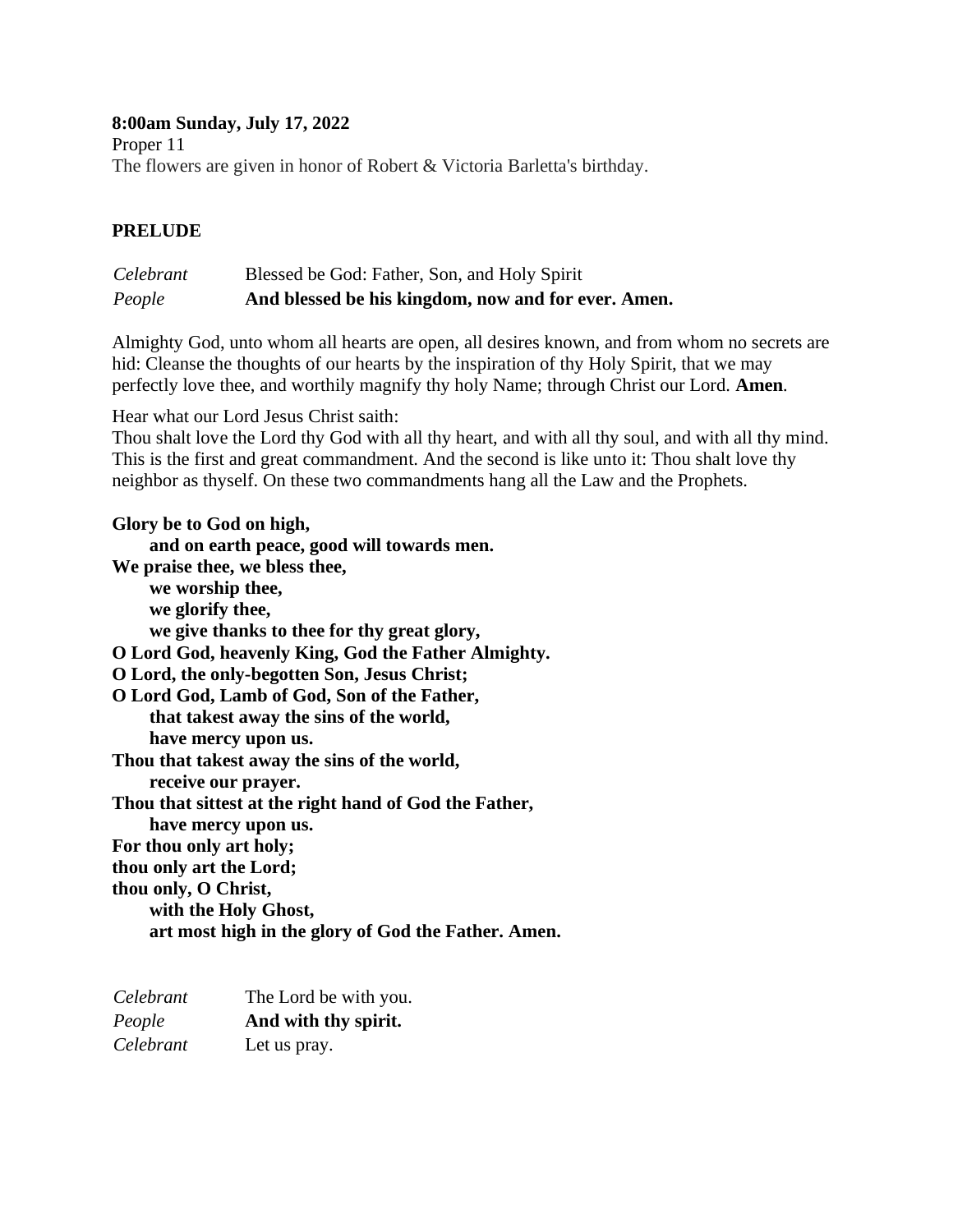**8:00am Sunday, July 17, 2022**

Proper 11

The flowers are given in honor of Robert & Victoria Barletta's birthday.

**PRELUDE**

*Celebrant* Blessed be God: Father, Son, and Holy Spirit

*People* **And blessed be his kingdom, now and for ever. Amen.**

Almighty God, unto whom all hearts are open, all desires known, and from whom no secrets are hid: Cleanse the thoughts of our hearts by the inspiration of thy Holy Spirit, that we may perfectly love thee, and worthily magnify thy holy Name; through Christ our Lord. **Amen**.

Hear what our Lord Jesus Christ saith:

Thou shalt love the Lord thy God with all thy heart, and with all thy soul, and with all thy mind. This is the first and great commandment. And the second is like unto it: Thou shalt love thy neighbor as thyself. On these two commandments hang all the Law and the Prophets.

**Glory be to God on high,**
**and on earth peace, good will towards men.**
**We praise thee, we bless thee,**
**we worship thee,**
**we glorify thee,**
**we give thanks to thee for thy great glory,**
**O Lord God, heavenly King, God the Father Almighty.**
**O Lord, the only-begotten Son, Jesus Christ;**
**O Lord God, Lamb of God, Son of the Father,**
**that takest away the sins of the world,**
**have mercy upon us.**
**Thou that takest away the sins of the world,**
**receive our prayer.**
**Thou that sittest at the right hand of God the Father,**
**have mercy upon us.**
**For thou only art holy;**
**thou only art the Lord;**
**thou only, O Christ,**
**with the Holy Ghost,**
**art most high in the glory of God the Father. Amen.**

*Celebrant* The Lord be with you.

*People* **And with thy spirit.**

*Celebrant* Let us pray.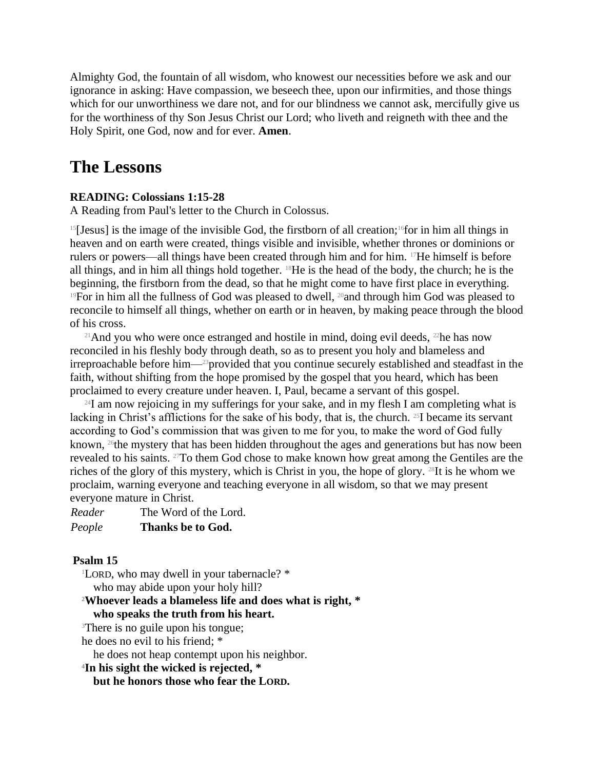Almighty God, the fountain of all wisdom, who knowest our necessities before we ask and our ignorance in asking: Have compassion, we beseech thee, upon our infirmities, and those things which for our unworthiness we dare not, and for our blindness we cannot ask, mercifully give us for the worthiness of thy Son Jesus Christ our Lord; who liveth and reigneth with thee and the Holy Spirit, one God, now and for ever. **Amen**.

# The Lessons

**READING: Colossians 1:15-28**
A Reading from Paul's letter to the Church in Colossus.

[15][Jesus] is the image of the invisible God, the firstborn of all creation;[16]for in him all things in heaven and on earth were created, things visible and invisible, whether thrones or dominions or rulers or powers—all things have been created through him and for him. [17]He himself is before all things, and in him all things hold together. [18]He is the head of the body, the church; he is the beginning, the firstborn from the dead, so that he might come to have first place in everything. [19]For in him all the fullness of God was pleased to dwell, [20]and through him God was pleased to reconcile to himself all things, whether on earth or in heaven, by making peace through the blood of his cross.

[21]And you who were once estranged and hostile in mind, doing evil deeds, [22]he has now reconciled in his fleshly body through death, so as to present you holy and blameless and irreproachable before him—[23]provided that you continue securely established and steadfast in the faith, without shifting from the hope promised by the gospel that you heard, which has been proclaimed to every creature under heaven. I, Paul, became a servant of this gospel.

[24]I am now rejoicing in my sufferings for your sake, and in my flesh I am completing what is lacking in Christ's afflictions for the sake of his body, that is, the church. [25]I became its servant according to God's commission that was given to me for you, to make the word of God fully known, [26]the mystery that has been hidden throughout the ages and generations but has now been revealed to his saints. [27]To them God chose to make known how great among the Gentiles are the riches of the glory of this mystery, which is Christ in you, the hope of glory. [28]It is he whom we proclaim, warning everyone and teaching everyone in all wisdom, so that we may present everyone mature in Christ.

*Reader* The Word of the Lord.
*People* **Thanks be to God.**

**Psalm 15**

[1]LORD, who may dwell in your tabernacle? *
who may abide upon your holy hill?
[2]**Whoever leads a blameless life and does what is right, ***
**who speaks the truth from his heart.**
[3]There is no guile upon his tongue;
he does no evil to his friend; *
he does not heap contempt upon his neighbor.
[4]**In his sight the wicked is rejected, ***
**but he honors those who fear the LORD.**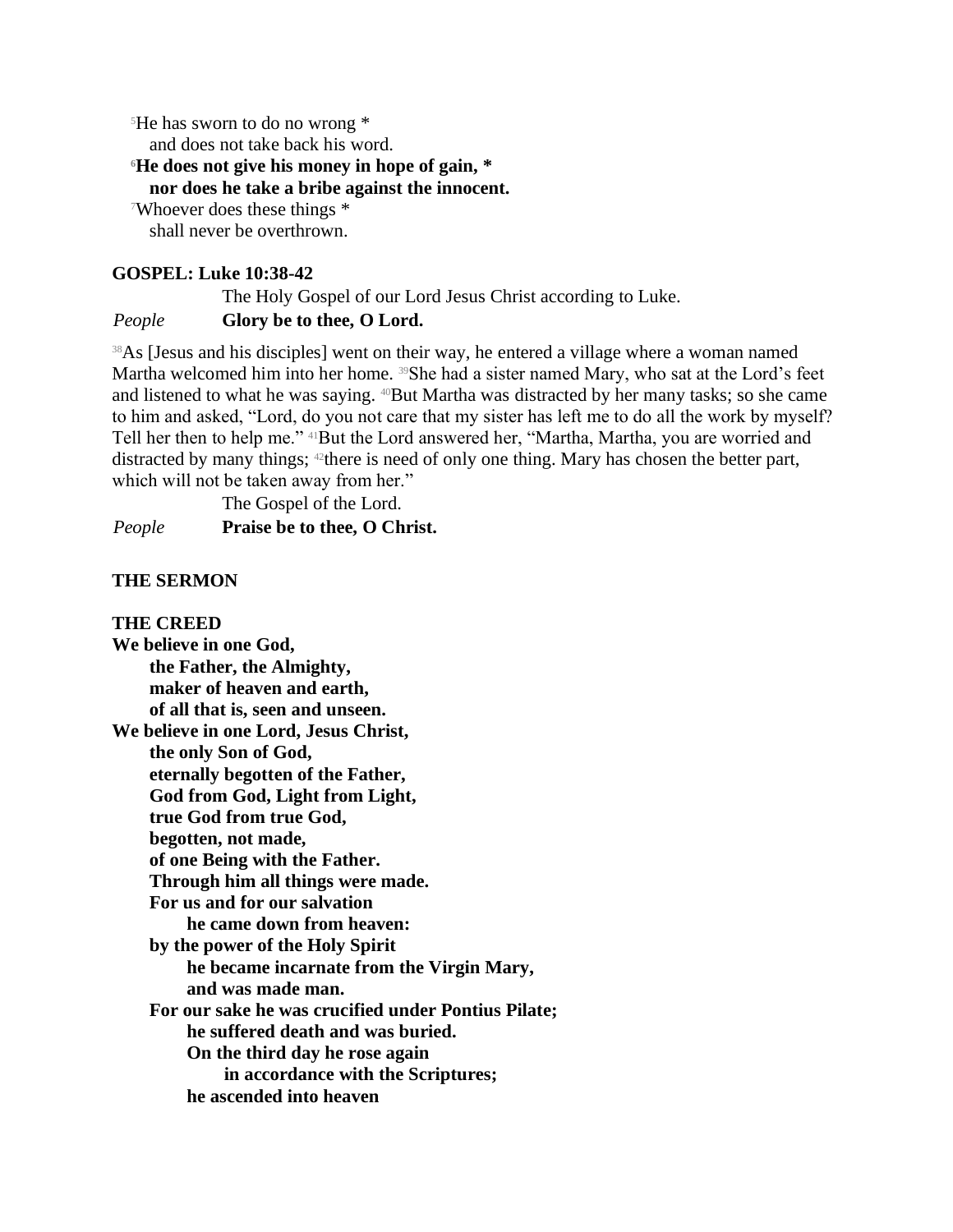[5]He has sworn to do no wrong *
and does not take back his word.
**[6]He does not give his money in hope of gain, ***
**nor does he take a bribe against the innocent.**
[7]Whoever does these things *
shall never be overthrown.

**GOSPEL: Luke 10:38-42**

The Holy Gospel of our Lord Jesus Christ according to Luke.
*People* **Glory be to thee, O Lord.**

[38]As [Jesus and his disciples] went on their way, he entered a village where a woman named Martha welcomed him into her home. [39]She had a sister named Mary, who sat at the Lord's feet and listened to what he was saying. [40]But Martha was distracted by her many tasks; so she came to him and asked, "Lord, do you not care that my sister has left me to do all the work by myself? Tell her then to help me." [41]But the Lord answered her, "Martha, Martha, you are worried and distracted by many things; [42]there is need of only one thing. Mary has chosen the better part, which will not be taken away from her."

The Gospel of the Lord.
*People* **Praise be to thee, O Christ.**

**THE SERMON**

**THE CREED**
**We believe in one God,**
**the Father, the Almighty,**
**maker of heaven and earth,**
**of all that is, seen and unseen.**
**We believe in one Lord, Jesus Christ,**
**the only Son of God,**
**eternally begotten of the Father,**
**God from God, Light from Light,**
**true God from true God,**
**begotten, not made,**
**of one Being with the Father.**
**Through him all things were made.**
**For us and for our salvation**
**he came down from heaven:**
**by the power of the Holy Spirit**
**he became incarnate from the Virgin Mary,**
**and was made man.**
**For our sake he was crucified under Pontius Pilate;**
**he suffered death and was buried.**
**On the third day he rose again**
**in accordance with the Scriptures;**
**he ascended into heaven**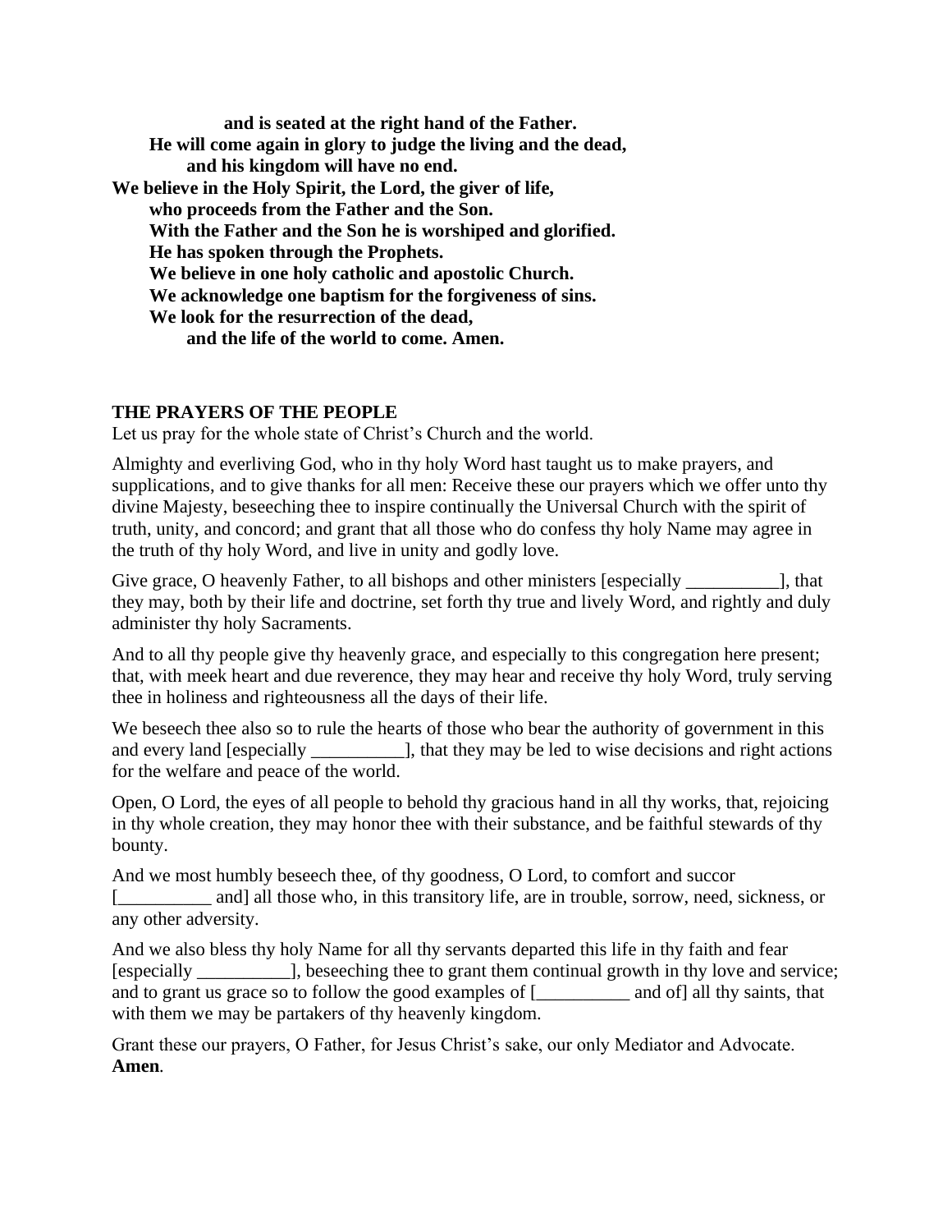**and is seated at the right hand of the Father.**
**He will come again in glory to judge the living and the dead,**
**and his kingdom will have no end.**
**We believe in the Holy Spirit, the Lord, the giver of life,**
**who proceeds from the Father and the Son.**
**With the Father and the Son he is worshiped and glorified.**
**He has spoken through the Prophets.**
**We believe in one holy catholic and apostolic Church.**
**We acknowledge one baptism for the forgiveness of sins.**
**We look for the resurrection of the dead,**
**and the life of the world to come. Amen.**

## THE PRAYERS OF THE PEOPLE

Let us pray for the whole state of Christ's Church and the world.

Almighty and everliving God, who in thy holy Word hast taught us to make prayers, and supplications, and to give thanks for all men: Receive these our prayers which we offer unto thy divine Majesty, beseeching thee to inspire continually the Universal Church with the spirit of truth, unity, and concord; and grant that all those who do confess thy holy Name may agree in the truth of thy holy Word, and live in unity and godly love.

Give grace, O heavenly Father, to all bishops and other ministers [especially __________], that they may, both by their life and doctrine, set forth thy true and lively Word, and rightly and duly administer thy holy Sacraments.

And to all thy people give thy heavenly grace, and especially to this congregation here present; that, with meek heart and due reverence, they may hear and receive thy holy Word, truly serving thee in holiness and righteousness all the days of their life.

We beseech thee also so to rule the hearts of those who bear the authority of government in this and every land [especially __________], that they may be led to wise decisions and right actions for the welfare and peace of the world.

Open, O Lord, the eyes of all people to behold thy gracious hand in all thy works, that, rejoicing in thy whole creation, they may honor thee with their substance, and be faithful stewards of thy bounty.

And we most humbly beseech thee, of thy goodness, O Lord, to comfort and succor [__________ and] all those who, in this transitory life, are in trouble, sorrow, need, sickness, or any other adversity.

And we also bless thy holy Name for all thy servants departed this life in thy faith and fear [especially __________], beseeching thee to grant them continual growth in thy love and service; and to grant us grace so to follow the good examples of [__________ and of] all thy saints, that with them we may be partakers of thy heavenly kingdom.

Grant these our prayers, O Father, for Jesus Christ's sake, our only Mediator and Advocate. **Amen**.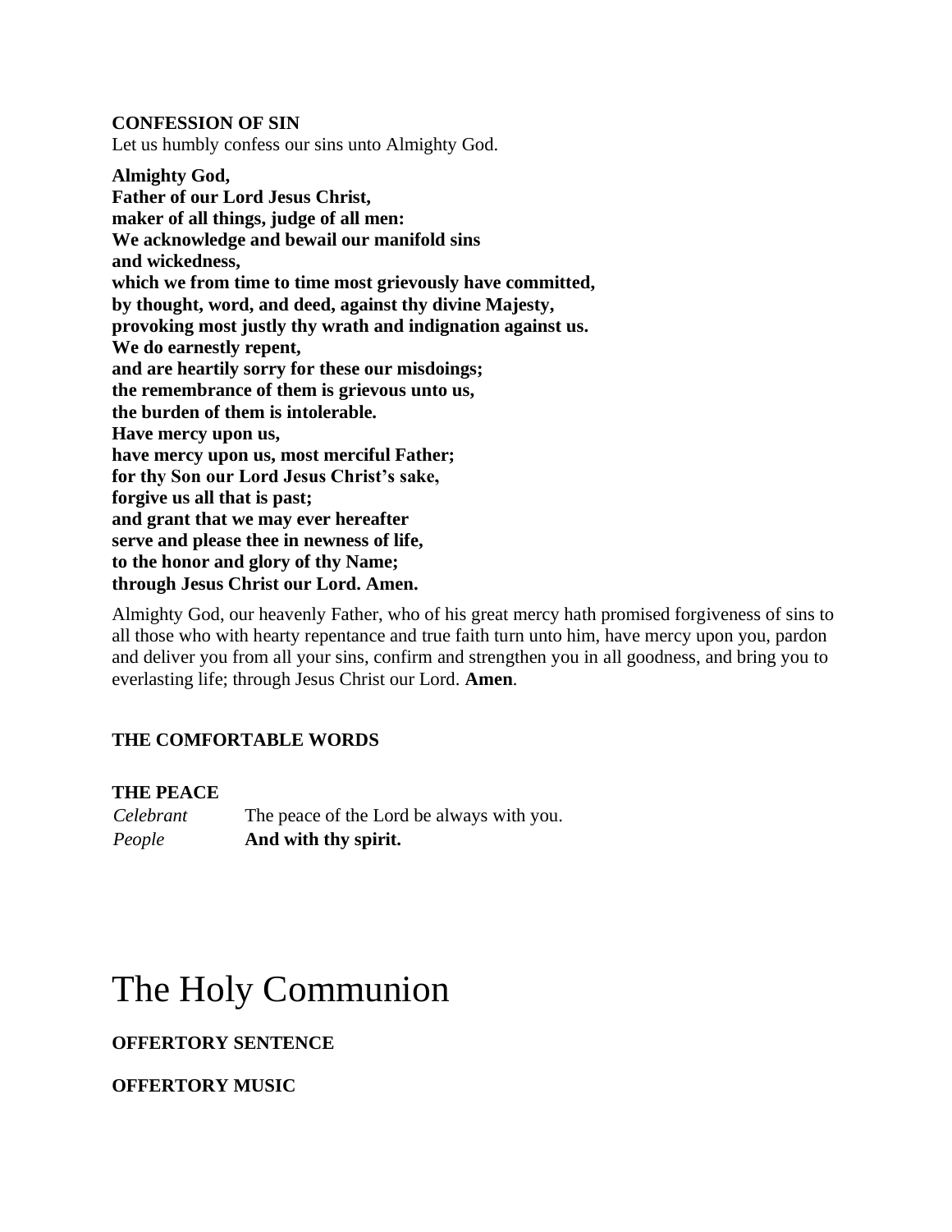**CONFESSION OF SIN**

Let us humbly confess our sins unto Almighty God.

**Almighty God,**
**Father of our Lord Jesus Christ,**
**maker of all things, judge of all men:**
**We acknowledge and bewail our manifold sins**
**and wickedness,**
**which we from time to time most grievously have committed,**
**by thought, word, and deed, against thy divine Majesty,**
**provoking most justly thy wrath and indignation against us.**
**We do earnestly repent,**
**and are heartily sorry for these our misdoings;**
**the remembrance of them is grievous unto us,**
**the burden of them is intolerable.**
**Have mercy upon us,**
**have mercy upon us, most merciful Father;**
**for thy Son our Lord Jesus Christ's sake,**
**forgive us all that is past;**
**and grant that we may ever hereafter**
**serve and please thee in newness of life,**
**to the honor and glory of thy Name;**
**through Jesus Christ our Lord. Amen.**

Almighty God, our heavenly Father, who of his great mercy hath promised forgiveness of sins to all those who with hearty repentance and true faith turn unto him, have mercy upon you, pardon and deliver you from all your sins, confirm and strengthen you in all goodness, and bring you to everlasting life; through Jesus Christ our Lord. **Amen**.

**THE COMFORTABLE WORDS**

**THE PEACE**

*Celebrant* The peace of the Lord be always with you.
*People* **And with thy spirit.**

# The Holy Communion

**OFFERTORY SENTENCE**

**OFFERTORY MUSIC**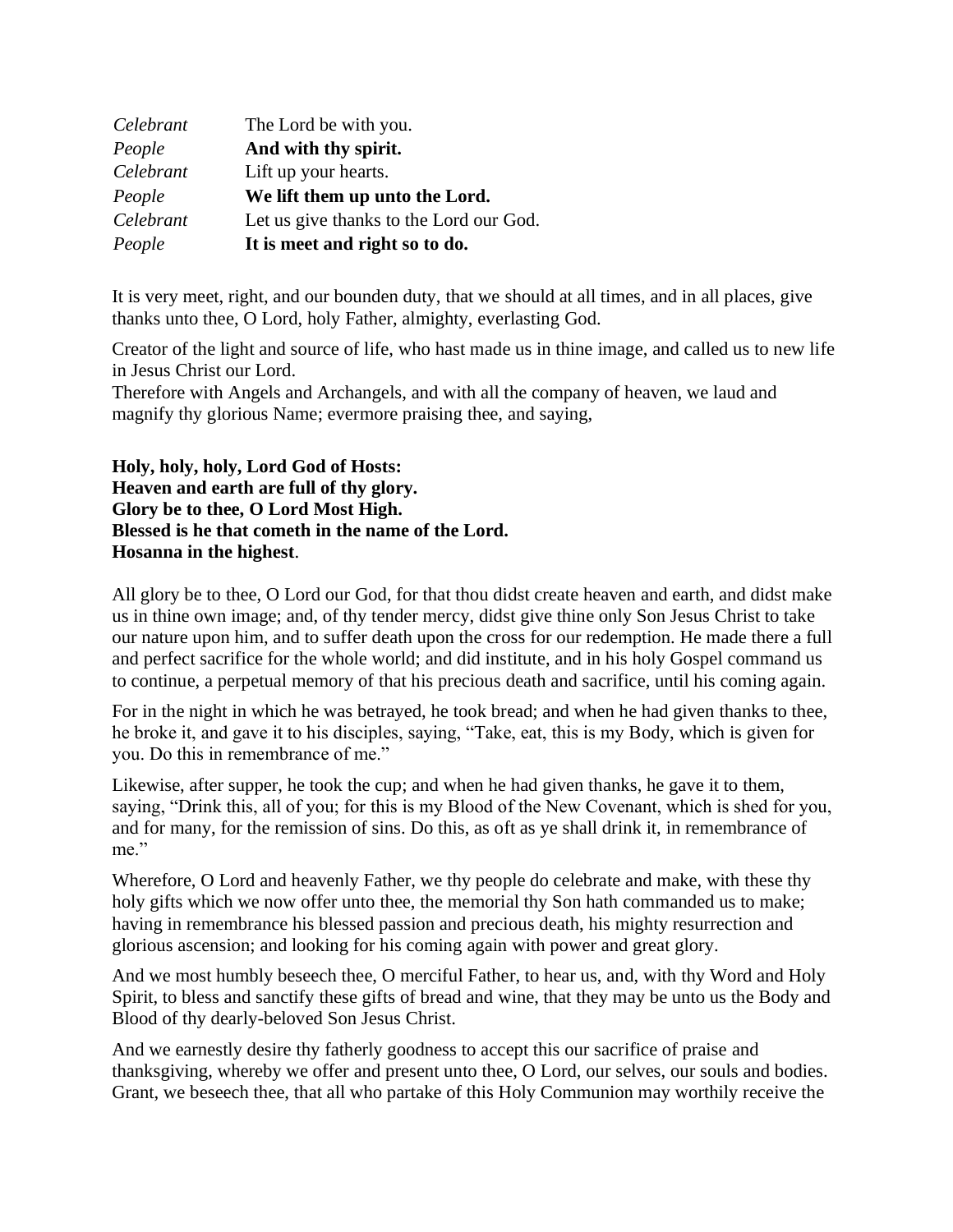| | |
|---|---|
| *Celebrant* | The Lord be with you. |
| *People* | **And with thy spirit.** |
| *Celebrant* | Lift up your hearts. |
| *People* | **We lift them up unto the Lord.** |
| *Celebrant* | Let us give thanks to the Lord our God. |
| *People* | **It is meet and right so to do.** |

It is very meet, right, and our bounden duty, that we should at all times, and in all places, give thanks unto thee, O Lord, holy Father, almighty, everlasting God.

Creator of the light and source of life, who hast made us in thine image, and called us to new life in Jesus Christ our Lord.
Therefore with Angels and Archangels, and with all the company of heaven, we laud and magnify thy glorious Name; evermore praising thee, and saying,

**Holy, holy, holy, Lord God of Hosts:**
**Heaven and earth are full of thy glory.**
**Glory be to thee, O Lord Most High.**
**Blessed is he that cometh in the name of the Lord.**
**Hosanna in the highest**.

All glory be to thee, O Lord our God, for that thou didst create heaven and earth, and didst make us in thine own image; and, of thy tender mercy, didst give thine only Son Jesus Christ to take our nature upon him, and to suffer death upon the cross for our redemption. He made there a full and perfect sacrifice for the whole world; and did institute, and in his holy Gospel command us to continue, a perpetual memory of that his precious death and sacrifice, until his coming again.

For in the night in which he was betrayed, he took bread; and when he had given thanks to thee, he broke it, and gave it to his disciples, saying, "Take, eat, this is my Body, which is given for you. Do this in remembrance of me."

Likewise, after supper, he took the cup; and when he had given thanks, he gave it to them, saying, "Drink this, all of you; for this is my Blood of the New Covenant, which is shed for you, and for many, for the remission of sins. Do this, as oft as ye shall drink it, in remembrance of me."

Wherefore, O Lord and heavenly Father, we thy people do celebrate and make, with these thy holy gifts which we now offer unto thee, the memorial thy Son hath commanded us to make; having in remembrance his blessed passion and precious death, his mighty resurrection and glorious ascension; and looking for his coming again with power and great glory.

And we most humbly beseech thee, O merciful Father, to hear us, and, with thy Word and Holy Spirit, to bless and sanctify these gifts of bread and wine, that they may be unto us the Body and Blood of thy dearly-beloved Son Jesus Christ.

And we earnestly desire thy fatherly goodness to accept this our sacrifice of praise and thanksgiving, whereby we offer and present unto thee, O Lord, our selves, our souls and bodies. Grant, we beseech thee, that all who partake of this Holy Communion may worthily receive the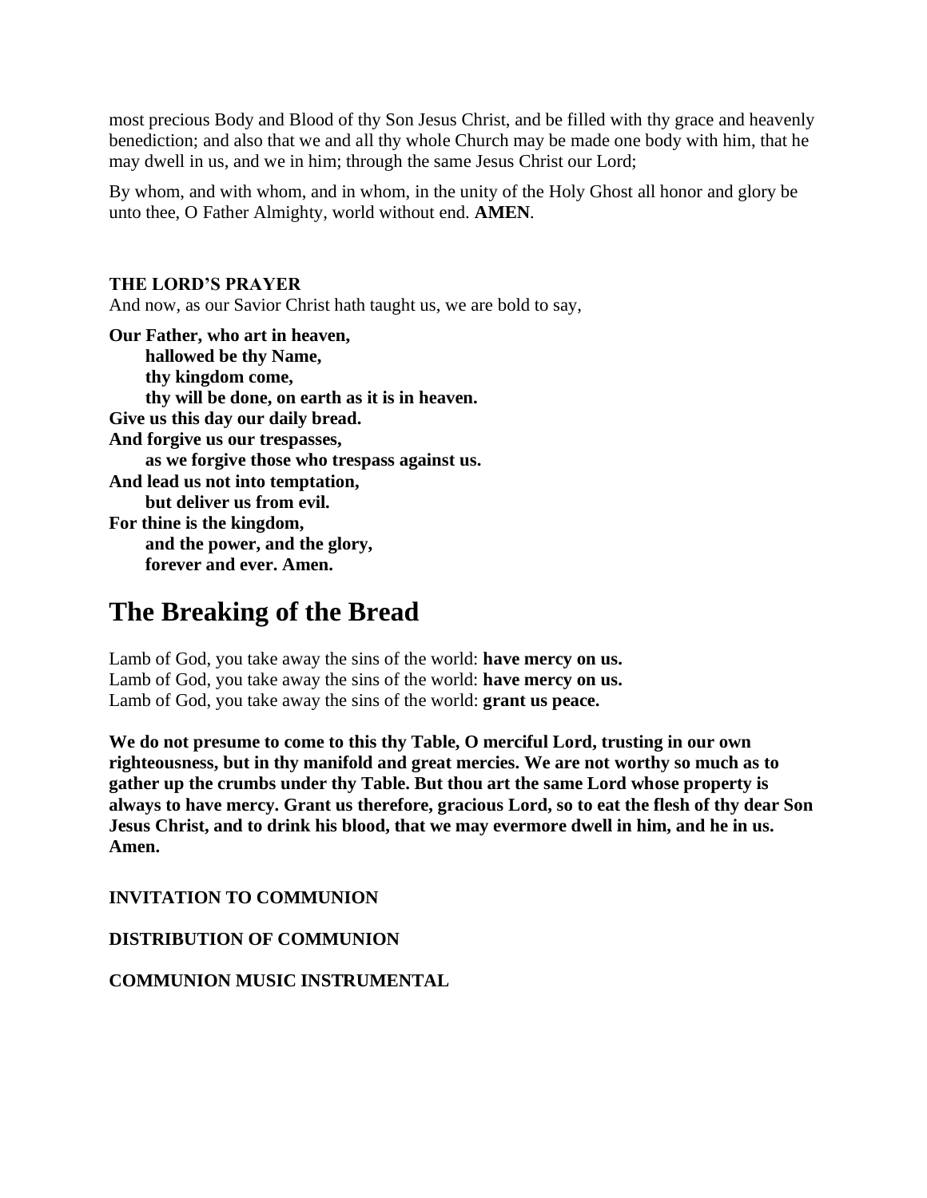most precious Body and Blood of thy Son Jesus Christ, and be filled with thy grace and heavenly benediction; and also that we and all thy whole Church may be made one body with him, that he may dwell in us, and we in him; through the same Jesus Christ our Lord;

By whom, and with whom, and in whom, in the unity of the Holy Ghost all honor and glory be unto thee, O Father Almighty, world without end. **AMEN**.

**THE LORD'S PRAYER**

And now, as our Savior Christ hath taught us, we are bold to say,

**Our Father, who art in heaven,**
**hallowed be thy Name,**
**thy kingdom come,**
**thy will be done, on earth as it is in heaven.**
**Give us this day our daily bread.**
**And forgive us our trespasses,**
**as we forgive those who trespass against us.**
**And lead us not into temptation,**
**but deliver us from evil.**
**For thine is the kingdom,**
**and the power, and the glory,**
**forever and ever. Amen.**

# The Breaking of the Bread

Lamb of God, you take away the sins of the world: **have mercy on us.**
Lamb of God, you take away the sins of the world: **have mercy on us.**
Lamb of God, you take away the sins of the world: **grant us peace.**

**We do not presume to come to this thy Table, O merciful Lord, trusting in our own righteousness, but in thy manifold and great mercies. We are not worthy so much as to gather up the crumbs under thy Table. But thou art the same Lord whose property is always to have mercy. Grant us therefore, gracious Lord, so to eat the flesh of thy dear Son Jesus Christ, and to drink his blood, that we may evermore dwell in him, and he in us. Amen.**

**INVITATION TO COMMUNION**

**DISTRIBUTION OF COMMUNION**

**COMMUNION MUSIC INSTRUMENTAL**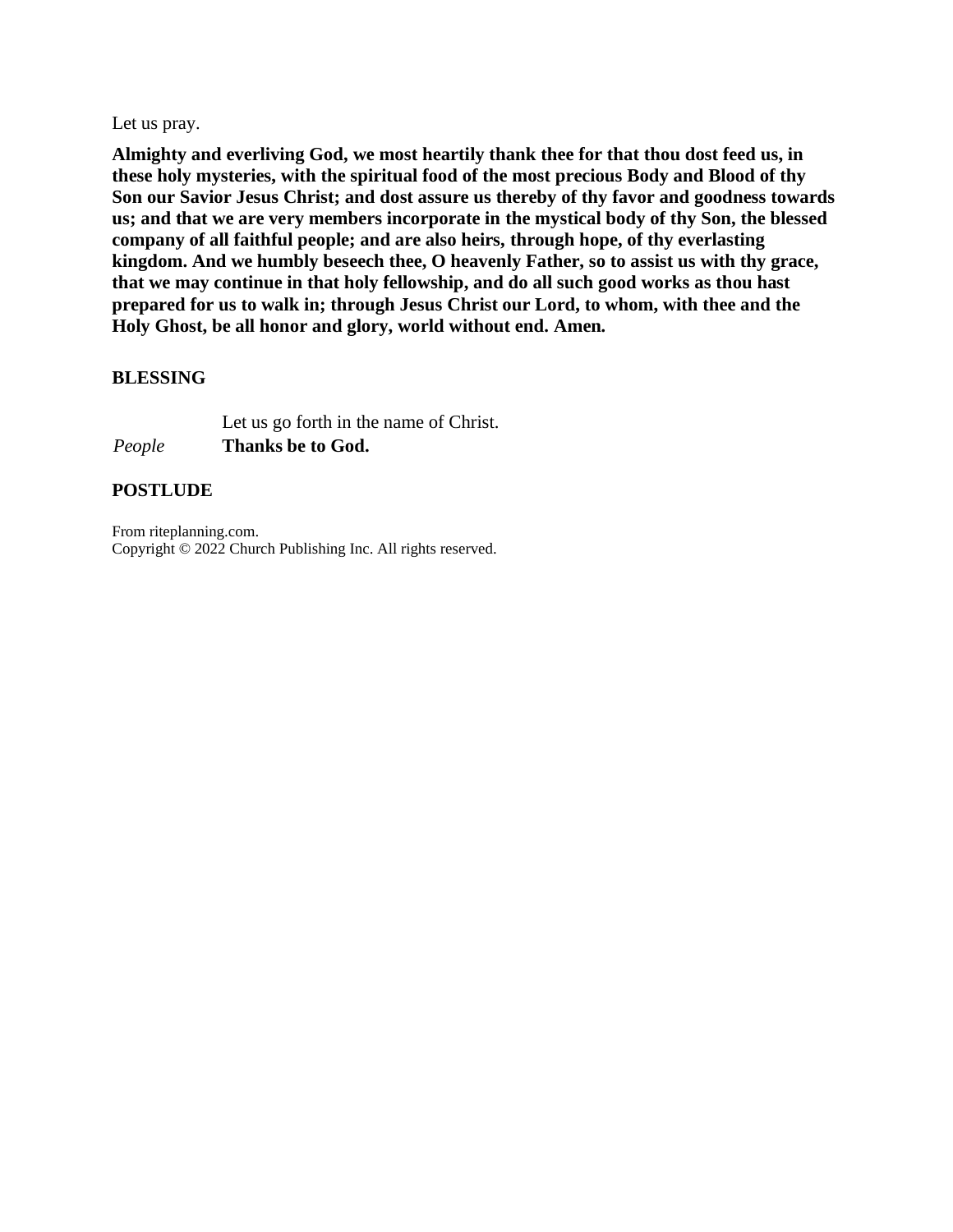Let us pray.

**Almighty and everliving God, we most heartily thank thee for that thou dost feed us, in these holy mysteries, with the spiritual food of the most precious Body and Blood of thy Son our Savior Jesus Christ; and dost assure us thereby of thy favor and goodness towards us; and that we are very members incorporate in the mystical body of thy Son, the blessed company of all faithful people; and are also heirs, through hope, of thy everlasting kingdom. And we humbly beseech thee, O heavenly Father, so to assist us with thy grace, that we may continue in that holy fellowship, and do all such good works as thou hast prepared for us to walk in; through Jesus Christ our Lord, to whom, with thee and the Holy Ghost, be all honor and glory, world without end. Amen.**

**BLESSING**

Let us go forth in the name of Christ.
*People* **Thanks be to God.**

**POSTLUDE**

From riteplanning.com.
Copyright © 2022 Church Publishing Inc. All rights reserved.